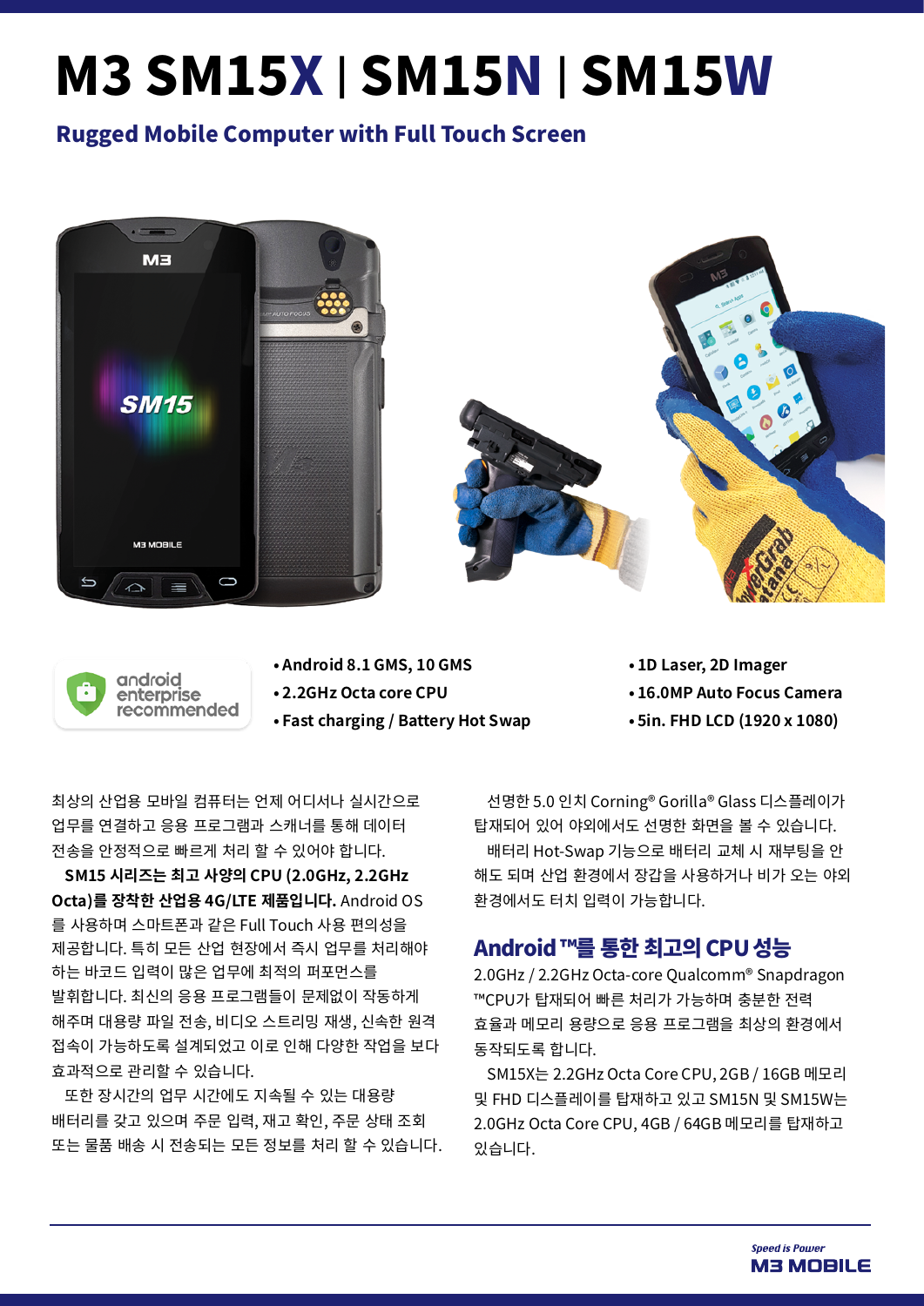# M3 SM15X | SM15N | SM15W

## Rugged Mobile Computer with Full Touch Screen

android enterprise recommended

- Android 8.1 GMS, 10 GMS
- 2.2GHz Octa core CPU
- Fast charging / Battery Hot Swap
- 1D Laser, 2D Imager
- 16.0MP Auto Focus Camera
- 5in. FHD LCD (1920 x 1080)

최상의 산업용 모바일 컴퓨터는 언제 어디서나 실시간으로 업무를 연결하고 응용 프로그램과 스캐너를 통해 데이터 전송을 안정적으로 빠르게 처리 할 수 있어야 합니다.

**SM15 시리즈는 최고 사양의 CPU (2.0GHz, 2.2GHz Octa)를 장착한 산업용 4G/LTE 제품입니다.** Android OS를 사용하며 스마트폰과 같은 Full Touch 사용 편의성을 제공합니다. 특히 모든 산업 현장에서 즉시 업무를 처리해야 하는 바코드 입력이 많은 업무에 최적의 퍼포먼스를 발휘합니다. 최신의 응용 프로그램들이 문제없이 작동하게 해주며 대용량 파일 전송, 비디오 스트리밍 재생, 신속한 원격 접속이 가능하도록 설계되었고 이로 인해 다양한 작업을 보다 효과적으로 관리할 수 있습니다.

또한 장시간의 업무 시간에도 지속될 수 있는 대용량 배터리를 갖고 있으며 주문 입력, 재고 확인, 주문 상태 조회 또는 물품 배송 시 전송되는 모든 정보를 처리 할 수 있습니다.

선명한 5.0 인치 Corning® Gorilla® Glass 디스플레이가 탑재되어 있어 야외에서도 선명한 화면을 볼 수 있습니다.

배터리 Hot-Swap 기능으로 배터리 교체 시 재부팅을 안 해도 되며 산업 환경에서 장갑을 사용하거나 비가 오는 야외 환경에서도 터치 입력이 가능합니다.

## Android ™를 통한 최고의 CPU 성능

2.0GHz / 2.2GHz Octa-core Qualcomm® Snapdragon ™CPU가 탑재되어 빠른 처리가 가능하며 충분한 전력 효율과 메모리 용량으로 응용 프로그램을 최상의 환경에서 동작되도록 합니다.

SM15X는 2.2GHz Octa Core CPU, 2GB / 16GB 메모리 및 FHD 디스플레이를 탑재하고 있고 SM15N 및 SM15W는 2.0GHz Octa Core CPU, 4GB / 64GB 메모리를 탑재하고 있습니다.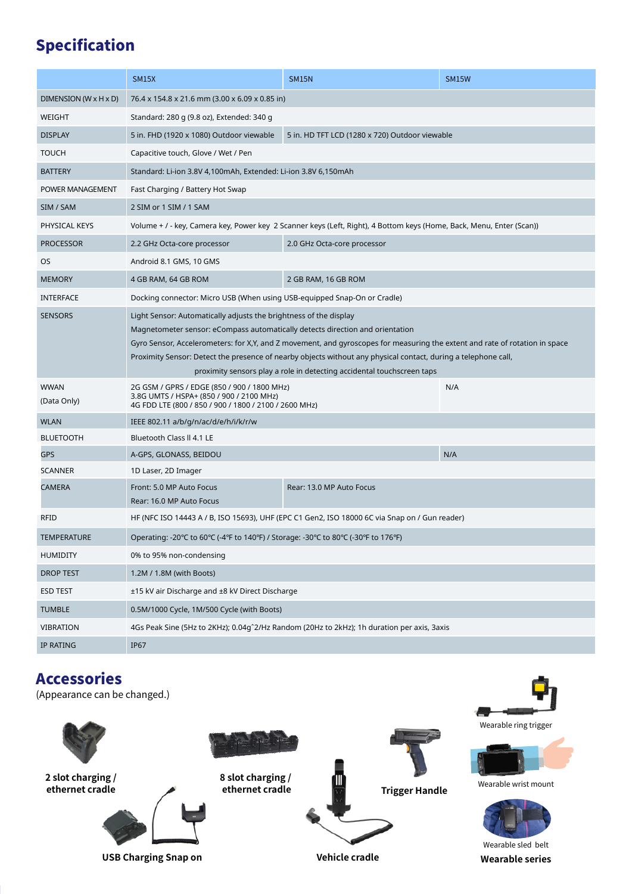## Specification

| | SM15X | SM15N | SM15W |
|---|---|---|---|
| DIMENSION (W x H x D) | 76.4 x 154.8 x 21.6 mm (3.00 x 6.09 x 0.85 in) | | |
| WEIGHT | Standard: 280 g (9.8 oz), Extended: 340 g | | |
| DISPLAY | 5 in. FHD (1920 x 1080) Outdoor viewable | 5 in. HD TFT LCD (1280 x 720) Outdoor viewable | |
| TOUCH | Capacitive touch, Glove / Wet / Pen | | |
| BATTERY | Standard: Li-ion 3.8V 4,100mAh, Extended: Li-ion 3.8V 6,150mAh | | |
| POWER MANAGEMENT | Fast Charging / Battery Hot Swap | | |
| SIM / SAM | 2 SIM or 1 SIM / 1 SAM | | |
| PHYSICAL KEYS | Volume + / - key, Camera key, Power key 2 Scanner keys (Left, Right), 4 Bottom keys (Home, Back, Menu, Enter (Scan)) | | |
| PROCESSOR | 2.2 GHz Octa-core processor | 2.0 GHz Octa-core processor | |
| OS | Android 8.1 GMS, 10 GMS | | |
| MEMORY | 4 GB RAM, 64 GB ROM | 2 GB RAM, 16 GB ROM | |
| INTERFACE | Docking connector: Micro USB (When using USB-equipped Snap-On or Cradle) | | |
| SENSORS | Light Sensor: Automatically adjusts the brightness of the display<br>Magnetometer sensor: eCompass automatically detects direction and orientation<br>Gyro Sensor, Accelerometers: for X,Y, and Z movement, and gyroscopes for measuring the extent and rate of rotation in space<br>Proximity Sensor: Detect the presence of nearby objects without any physical contact, during a telephone call, proximity sensors play a role in detecting accidental touchscreen taps | | |
| WWAN (Data Only) | 2G GSM / GPRS / EDGE (850 / 900 / 1800 MHz)<br>3.8G UMTS / HSPA+ (850 / 900 / 2100 MHz)<br>4G FDD LTE (800 / 850 / 900 / 1800 / 2100 / 2600 MHz) | | N/A |
| WLAN | IEEE 802.11 a/b/g/n/ac/d/e/h/i/k/r/w | | |
| BLUETOOTH | Bluetooth Class II 4.1 LE | | |
| GPS | A-GPS, GLONASS, BEIDOU | | N/A |
| SCANNER | 1D Laser, 2D Imager | | |
| CAMERA | Front: 5.0 MP Auto Focus<br>Rear: 16.0 MP Auto Focus | Rear: 13.0 MP Auto Focus | |
| RFID | HF (NFC ISO 14443 A / B, ISO 15693), UHF (EPC C1 Gen2, ISO 18000 6C via Snap on / Gun reader) | | |
| TEMPERATURE | Operating: -20℃ to 60℃ (-4℉ to 140℉) / Storage: -30℃ to 80℃ (-30℉ to 176℉) | | |
| HUMIDITY | 0% to 95% non-condensing | | |
| DROP TEST | 1.2M / 1.8M (with Boots) | | |
| ESD TEST | ±15 kV air Discharge and ±8 kV Direct Discharge | | |
| TUMBLE | 0.5M/1000 Cycle, 1M/500 Cycle (with Boots) | | |
| VIBRATION | 4Gs Peak Sine (5Hz to 2KHz); 0.04g^2/Hz Random (20Hz to 2kHz); 1h duration per axis, 3axis | | |
| IP RATING | IP67 | | |

## Accessories

(Appearance can be changed.)

**2 slot charging / ethernet cradle**

**8 slot charging / ethernet cradle**

**Trigger Handle**

Wearable ring trigger

Wearable wrist mount

Wearable sled belt

**USB Charging Snap on**

**Vehicle cradle**

**Wearable series**